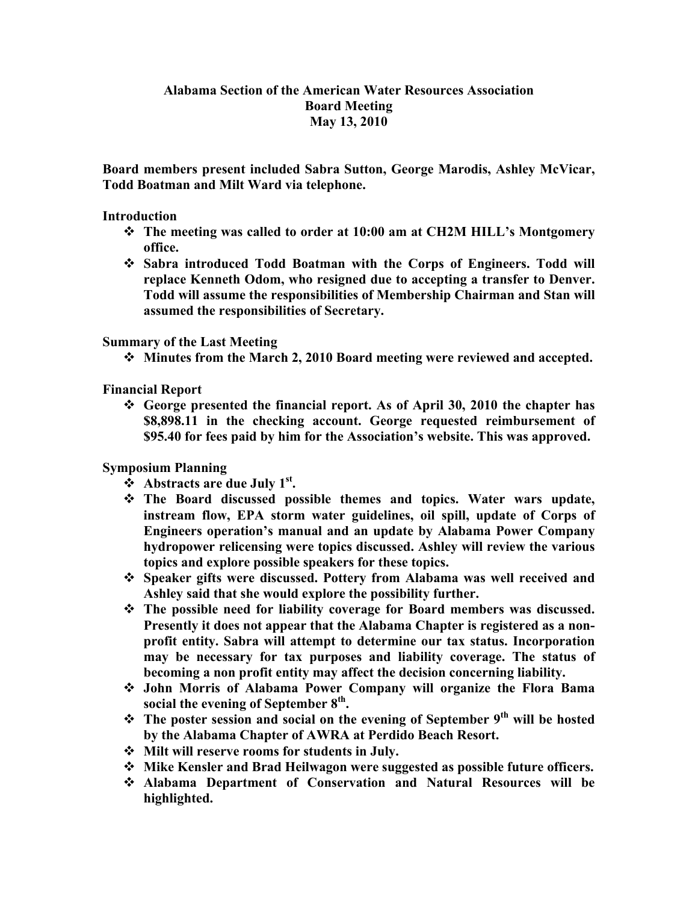# Alabama Section of the American Water Resources Association
## Board Meeting
## May 13, 2010

**Board members present included Sabra Sutton, George Marodis, Ashley McVicar, Todd Boatman and Milt Ward via telephone.**

**Introduction**

- **The meeting was called to order at 10:00 am at CH2M HILL's Montgomery office.**
- **Sabra introduced Todd Boatman with the Corps of Engineers. Todd will replace Kenneth Odom, who resigned due to accepting a transfer to Denver. Todd will assume the responsibilities of Membership Chairman and Stan will assumed the responsibilities of Secretary.**

**Summary of the Last Meeting**

- **Minutes from the March 2, 2010 Board meeting were reviewed and accepted.**

**Financial Report**

- **George presented the financial report. As of April 30, 2010 the chapter has $8,898.11 in the checking account. George requested reimbursement of $95.40 for fees paid by him for the Association's website. This was approved.**

**Symposium Planning**

- **Abstracts are due July 1st.**
- **The Board discussed possible themes and topics. Water wars update, instream flow, EPA storm water guidelines, oil spill, update of Corps of Engineers operation's manual and an update by Alabama Power Company hydropower relicensing were topics discussed. Ashley will review the various topics and explore possible speakers for these topics.**
- **Speaker gifts were discussed. Pottery from Alabama was well received and Ashley said that she would explore the possibility further.**
- **The possible need for liability coverage for Board members was discussed. Presently it does not appear that the Alabama Chapter is registered as a non-profit entity. Sabra will attempt to determine our tax status. Incorporation may be necessary for tax purposes and liability coverage. The status of becoming a non profit entity may affect the decision concerning liability.**
- **John Morris of Alabama Power Company will organize the Flora Bama social the evening of September 8th.**
- **The poster session and social on the evening of September 9th will be hosted by the Alabama Chapter of AWRA at Perdido Beach Resort.**
- **Milt will reserve rooms for students in July.**
- **Mike Kensler and Brad Heilwagon were suggested as possible future officers.**
- **Alabama Department of Conservation and Natural Resources will be highlighted.**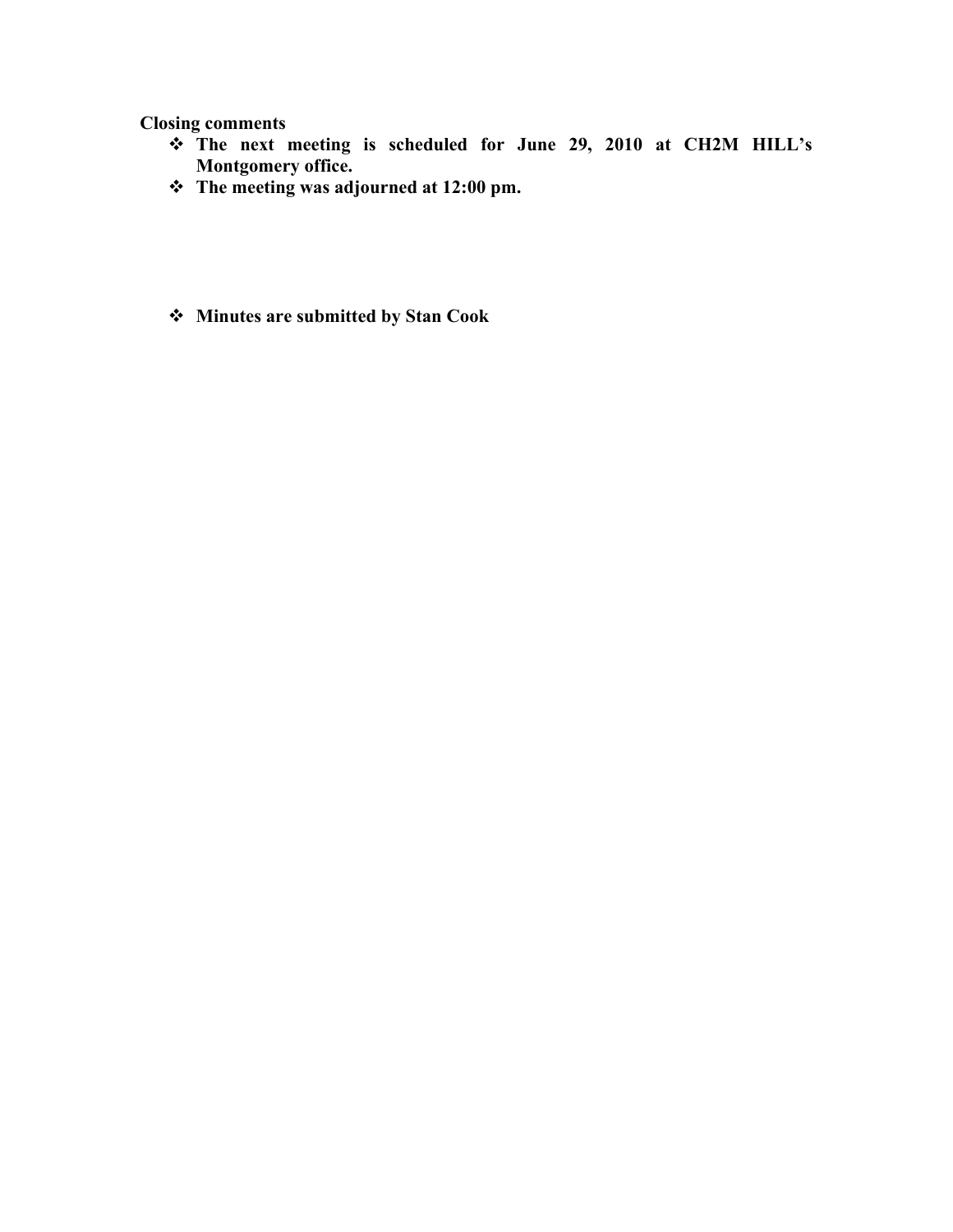**Closing comments**

- **The next meeting is scheduled for June 29, 2010 at CH2M HILL's Montgomery office.**
- **The meeting was adjourned at 12:00 pm.**

- **Minutes are submitted by Stan Cook**